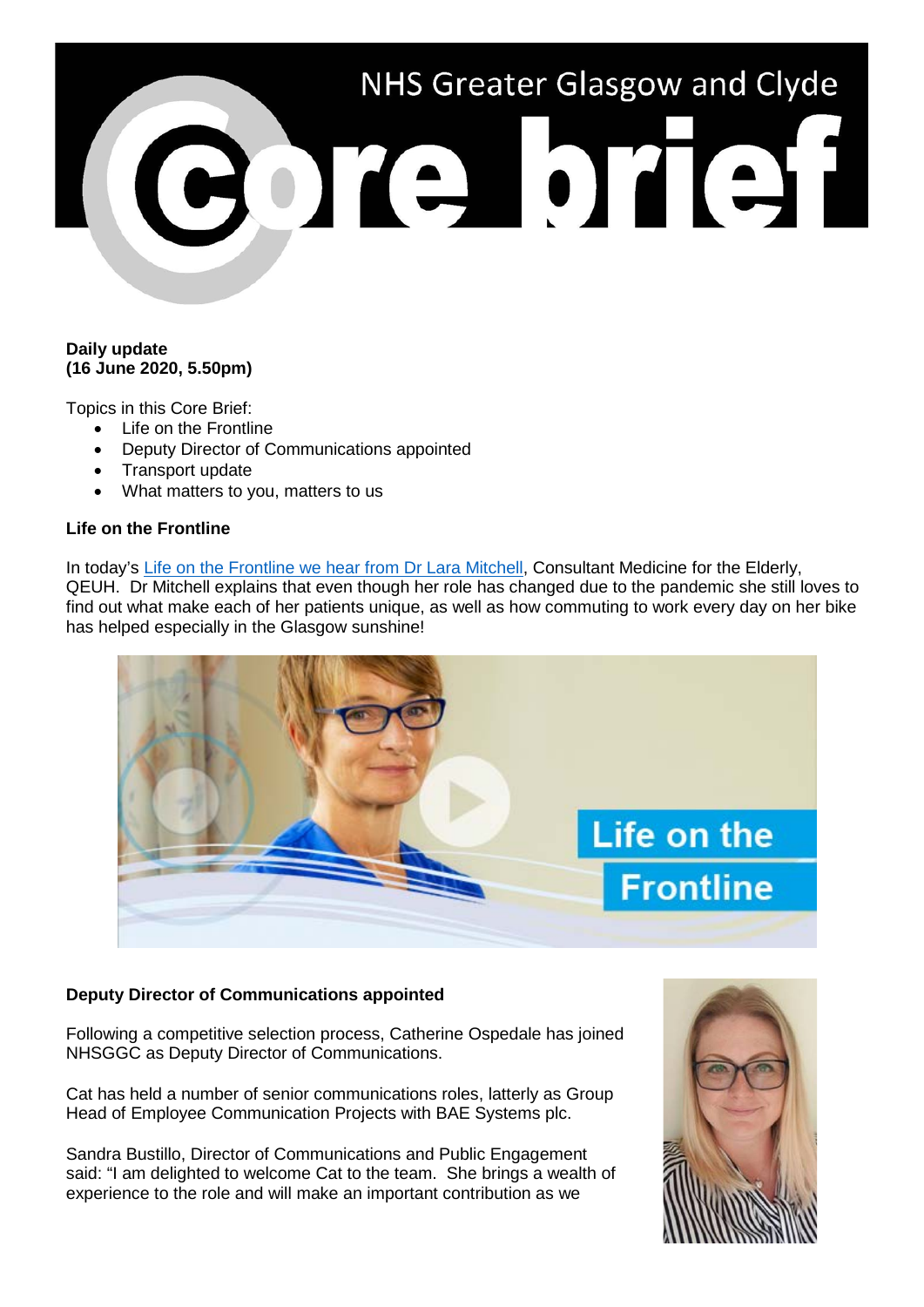# NHS Greater Glasgow and Clyde Core brief

**Daily update**
**(16 June 2020, 5.50pm)**

Topics in this Core Brief:

- Life on the Frontline
- Deputy Director of Communications appointed
- Transport update
- What matters to you, matters to us

**Life on the Frontline**

In today's Life on the Frontline we hear from Dr Lara Mitchell, Consultant Medicine for the Elderly, QEUH. Dr Mitchell explains that even though her role has changed due to the pandemic she still loves to find out what make each of her patients unique, as well as how commuting to work every day on her bike has helped especially in the Glasgow sunshine!

**Deputy Director of Communications appointed**

Following a competitive selection process, Catherine Ospedale has joined NHSGGC as Deputy Director of Communications.

Cat has held a number of senior communications roles, latterly as Group Head of Employee Communication Projects with BAE Systems plc.

Sandra Bustillo, Director of Communications and Public Engagement said: "I am delighted to welcome Cat to the team. She brings a wealth of experience to the role and will make an important contribution as we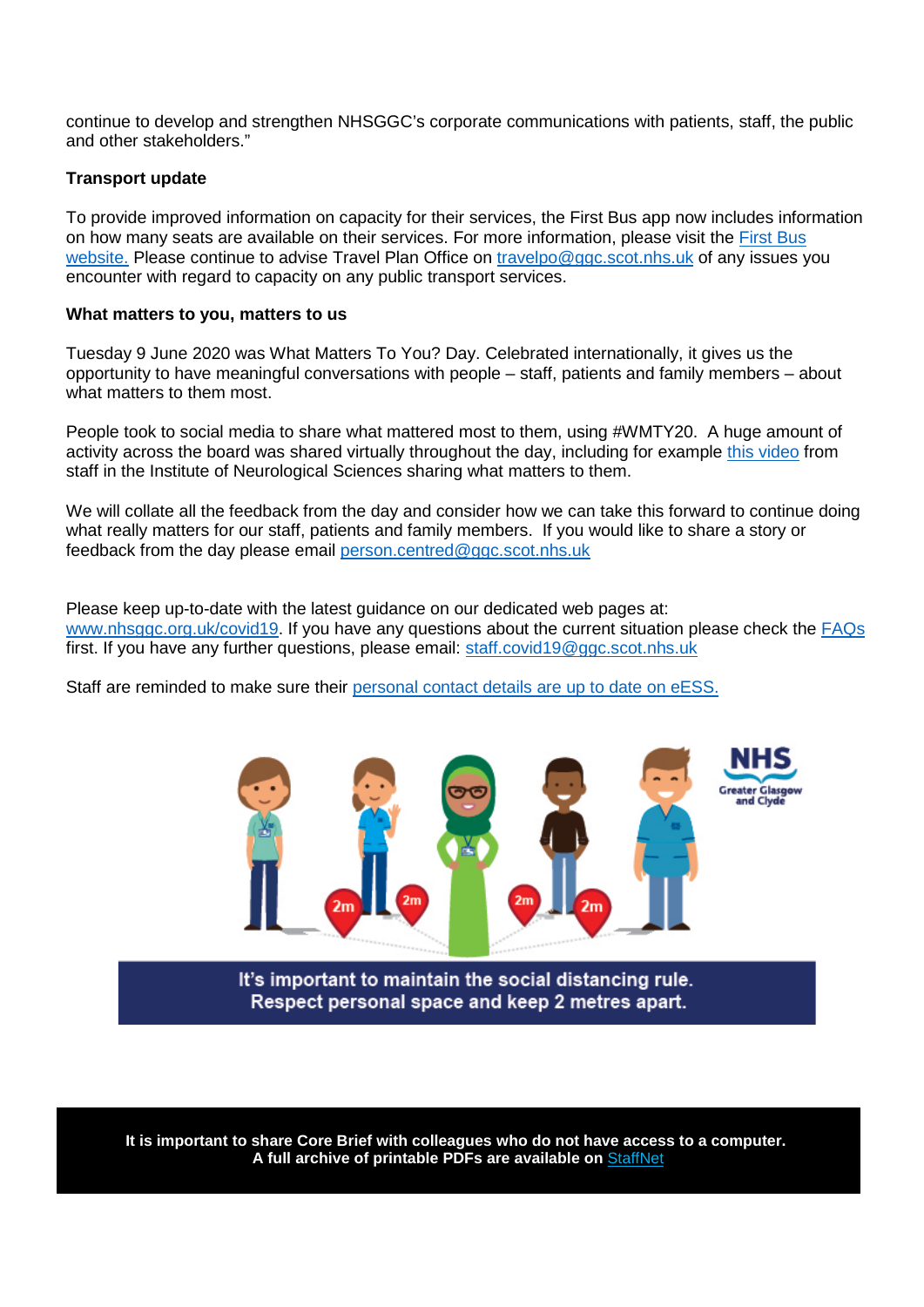continue to develop and strengthen NHSGGC's corporate communications with patients, staff, the public and other stakeholders."

**Transport update**

To provide improved information on capacity for their services, the First Bus app now includes information on how many seats are available on their services. For more information, please visit the [First Bus website.](#) Please continue to advise Travel Plan Office on [travelpo@ggc.scot.nhs.uk](mailto:travelpo@ggc.scot.nhs.uk) of any issues you encounter with regard to capacity on any public transport services.

**What matters to you, matters to us**

Tuesday 9 June 2020 was What Matters To You? Day. Celebrated internationally, it gives us the opportunity to have meaningful conversations with people – staff, patients and family members – about what matters to them most.

People took to social media to share what mattered most to them, using #WMTY20. A huge amount of activity across the board was shared virtually throughout the day, including for example [this video](#) from staff in the Institute of Neurological Sciences sharing what matters to them.

We will collate all the feedback from the day and consider how we can take this forward to continue doing what really matters for our staff, patients and family members. If you would like to share a story or feedback from the day please email [person.centred@ggc.scot.nhs.uk](mailto:person.centred@ggc.scot.nhs.uk)

Please keep up-to-date with the latest guidance on our dedicated web pages at: [www.nhsggc.org.uk/covid19](http://www.nhsggc.org.uk/covid19). If you have any questions about the current situation please check the [FAQs](#) first. If you have any further questions, please email: [staff.covid19@ggc.scot.nhs.uk](mailto:staff.covid19@ggc.scot.nhs.uk)

Staff are reminded to make sure their [personal contact details are up to date on eESS.](#)

It's important to maintain the social distancing rule.
Respect personal space and keep 2 metres apart.

**It is important to share Core Brief with colleagues who do not have access to a computer.**
**A full archive of printable PDFs are available on [StaffNet](#)**